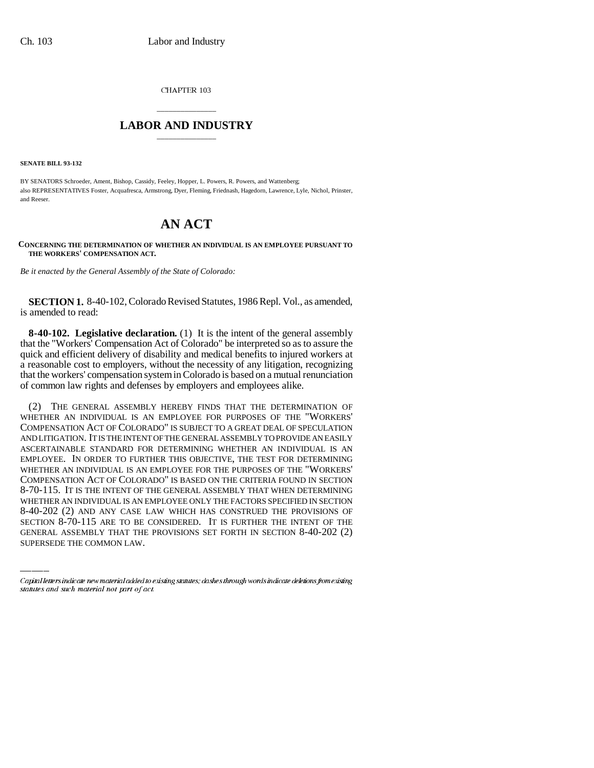CHAPTER 103

# LABOR AND INDUSTRY

**SENATE BILL 93-132**

BY SENATORS Schroeder, Ament, Bishop, Cassidy, Feeley, Hopper, L. Powers, R. Powers, and Wattenberg;
also REPRESENTATIVES Foster, Acquafresca, Armstrong, Dyer, Fleming, Friednash, Hagedorn, Lawrence, Lyle, Nichol, Prinster, and Reeser.

# AN ACT

**CONCERNING THE DETERMINATION OF WHETHER AN INDIVIDUAL IS AN EMPLOYEE PURSUANT TO THE WORKERS' COMPENSATION ACT.**

*Be it enacted by the General Assembly of the State of Colorado:*

**SECTION 1.** 8-40-102, Colorado Revised Statutes, 1986 Repl. Vol., as amended, is amended to read:

**8-40-102. Legislative declaration.** (1) It is the intent of the general assembly that the "Workers' Compensation Act of Colorado" be interpreted so as to assure the quick and efficient delivery of disability and medical benefits to injured workers at a reasonable cost to employers, without the necessity of any litigation, recognizing that the workers' compensation system in Colorado is based on a mutual renunciation of common law rights and defenses by employers and employees alike.

(2) THE GENERAL ASSEMBLY HEREBY FINDS THAT THE DETERMINATION OF WHETHER AN INDIVIDUAL IS AN EMPLOYEE FOR PURPOSES OF THE "WORKERS' COMPENSATION ACT OF COLORADO" IS SUBJECT TO A GREAT DEAL OF SPECULATION AND LITIGATION. IT IS THE INTENT OF THE GENERAL ASSEMBLY TO PROVIDE AN EASILY ASCERTAINABLE STANDARD FOR DETERMINING WHETHER AN INDIVIDUAL IS AN EMPLOYEE. IN ORDER TO FURTHER THIS OBJECTIVE, THE TEST FOR DETERMINING WHETHER AN INDIVIDUAL IS AN EMPLOYEE FOR THE PURPOSES OF THE "WORKERS' COMPENSATION ACT OF COLORADO" IS BASED ON THE CRITERIA FOUND IN SECTION 8-70-115. IT IS THE INTENT OF THE GENERAL ASSEMBLY THAT WHEN DETERMINING WHETHER AN INDIVIDUAL IS AN EMPLOYEE ONLY THE FACTORS SPECIFIED IN SECTION 8-40-202 (2) AND ANY CASE LAW WHICH HAS CONSTRUED THE PROVISIONS OF SECTION 8-70-115 ARE TO BE CONSIDERED. IT IS FURTHER THE INTENT OF THE GENERAL ASSEMBLY THAT THE PROVISIONS SET FORTH IN SECTION 8-40-202 (2) SUPERSEDE THE COMMON LAW.

*Capital letters indicate new material added to existing statutes; dashes through words indicate deletions from existing statutes and such material not part of act.*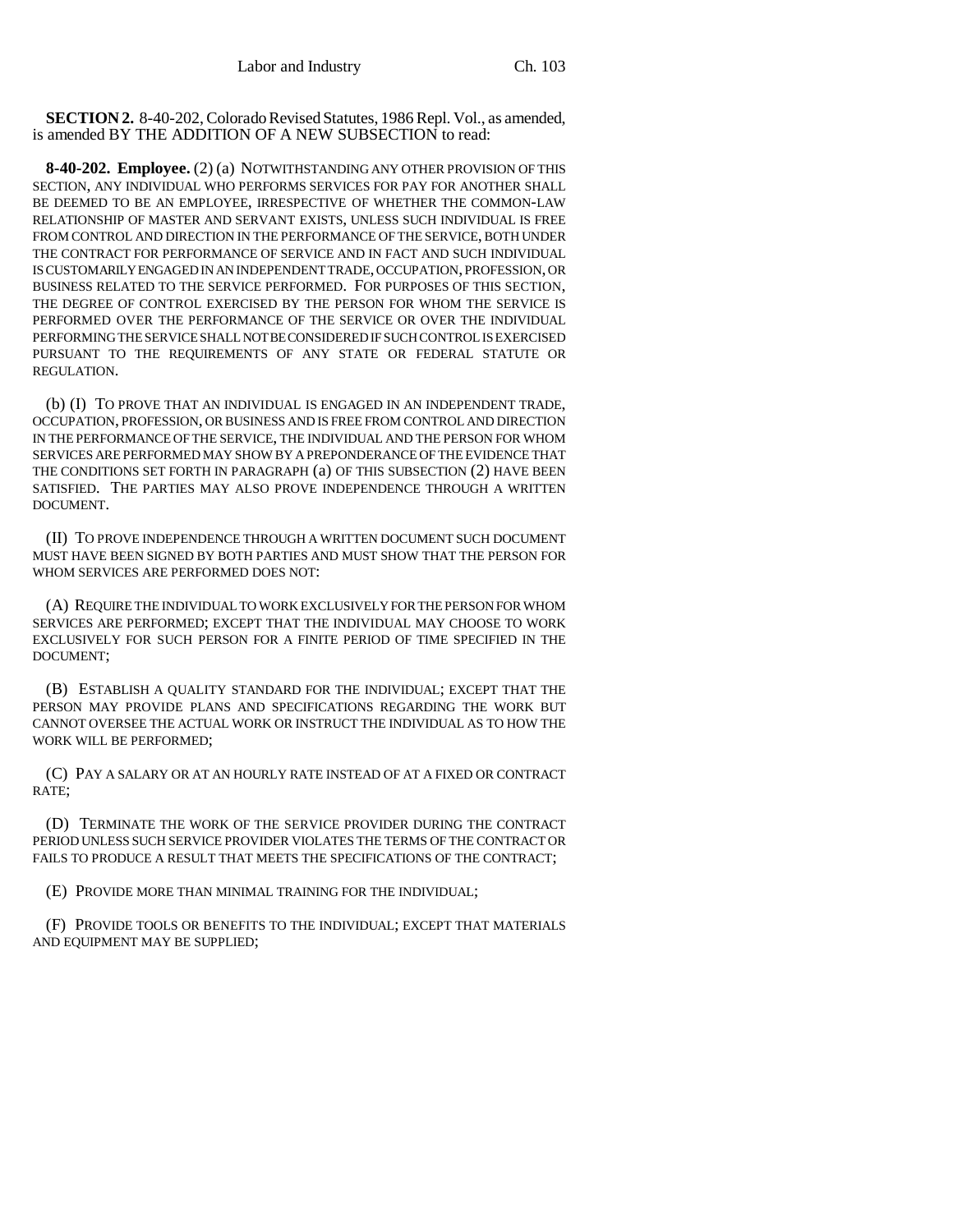**SECTION 2.** 8-40-202, Colorado Revised Statutes, 1986 Repl. Vol., as amended, is amended BY THE ADDITION OF A NEW SUBSECTION to read:

**8-40-202. Employee.** (2) (a) NOTWITHSTANDING ANY OTHER PROVISION OF THIS SECTION, ANY INDIVIDUAL WHO PERFORMS SERVICES FOR PAY FOR ANOTHER SHALL BE DEEMED TO BE AN EMPLOYEE, IRRESPECTIVE OF WHETHER THE COMMON-LAW RELATIONSHIP OF MASTER AND SERVANT EXISTS, UNLESS SUCH INDIVIDUAL IS FREE FROM CONTROL AND DIRECTION IN THE PERFORMANCE OF THE SERVICE, BOTH UNDER THE CONTRACT FOR PERFORMANCE OF SERVICE AND IN FACT AND SUCH INDIVIDUAL IS CUSTOMARILY ENGAGED IN AN INDEPENDENT TRADE, OCCUPATION, PROFESSION, OR BUSINESS RELATED TO THE SERVICE PERFORMED. FOR PURPOSES OF THIS SECTION, THE DEGREE OF CONTROL EXERCISED BY THE PERSON FOR WHOM THE SERVICE IS PERFORMED OVER THE PERFORMANCE OF THE SERVICE OR OVER THE INDIVIDUAL PERFORMING THE SERVICE SHALL NOT BE CONSIDERED IF SUCH CONTROL IS EXERCISED PURSUANT TO THE REQUIREMENTS OF ANY STATE OR FEDERAL STATUTE OR REGULATION.

(b) (I) TO PROVE THAT AN INDIVIDUAL IS ENGAGED IN AN INDEPENDENT TRADE, OCCUPATION, PROFESSION, OR BUSINESS AND IS FREE FROM CONTROL AND DIRECTION IN THE PERFORMANCE OF THE SERVICE, THE INDIVIDUAL AND THE PERSON FOR WHOM SERVICES ARE PERFORMED MAY SHOW BY A PREPONDERANCE OF THE EVIDENCE THAT THE CONDITIONS SET FORTH IN PARAGRAPH (a) OF THIS SUBSECTION (2) HAVE BEEN SATISFIED. THE PARTIES MAY ALSO PROVE INDEPENDENCE THROUGH A WRITTEN DOCUMENT.

(II) TO PROVE INDEPENDENCE THROUGH A WRITTEN DOCUMENT SUCH DOCUMENT MUST HAVE BEEN SIGNED BY BOTH PARTIES AND MUST SHOW THAT THE PERSON FOR WHOM SERVICES ARE PERFORMED DOES NOT:

(A) REQUIRE THE INDIVIDUAL TO WORK EXCLUSIVELY FOR THE PERSON FOR WHOM SERVICES ARE PERFORMED; EXCEPT THAT THE INDIVIDUAL MAY CHOOSE TO WORK EXCLUSIVELY FOR SUCH PERSON FOR A FINITE PERIOD OF TIME SPECIFIED IN THE DOCUMENT;

(B) ESTABLISH A QUALITY STANDARD FOR THE INDIVIDUAL; EXCEPT THAT THE PERSON MAY PROVIDE PLANS AND SPECIFICATIONS REGARDING THE WORK BUT CANNOT OVERSEE THE ACTUAL WORK OR INSTRUCT THE INDIVIDUAL AS TO HOW THE WORK WILL BE PERFORMED;

(C) PAY A SALARY OR AT AN HOURLY RATE INSTEAD OF AT A FIXED OR CONTRACT RATE;

(D) TERMINATE THE WORK OF THE SERVICE PROVIDER DURING THE CONTRACT PERIOD UNLESS SUCH SERVICE PROVIDER VIOLATES THE TERMS OF THE CONTRACT OR FAILS TO PRODUCE A RESULT THAT MEETS THE SPECIFICATIONS OF THE CONTRACT;

(E) PROVIDE MORE THAN MINIMAL TRAINING FOR THE INDIVIDUAL;

(F) PROVIDE TOOLS OR BENEFITS TO THE INDIVIDUAL; EXCEPT THAT MATERIALS AND EQUIPMENT MAY BE SUPPLIED;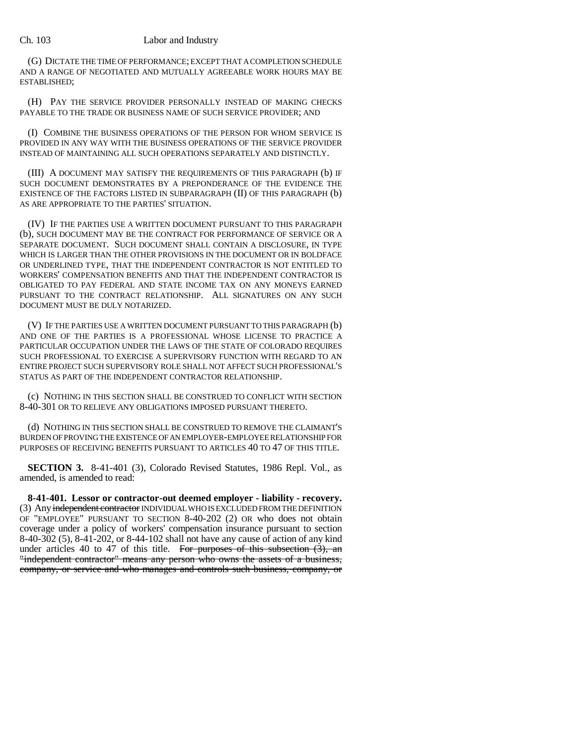(G) DICTATE THE TIME OF PERFORMANCE; EXCEPT THAT A COMPLETION SCHEDULE AND A RANGE OF NEGOTIATED AND MUTUALLY AGREEABLE WORK HOURS MAY BE ESTABLISHED;

(H) PAY THE SERVICE PROVIDER PERSONALLY INSTEAD OF MAKING CHECKS PAYABLE TO THE TRADE OR BUSINESS NAME OF SUCH SERVICE PROVIDER; AND

(I) COMBINE THE BUSINESS OPERATIONS OF THE PERSON FOR WHOM SERVICE IS PROVIDED IN ANY WAY WITH THE BUSINESS OPERATIONS OF THE SERVICE PROVIDER INSTEAD OF MAINTAINING ALL SUCH OPERATIONS SEPARATELY AND DISTINCTLY.

(III) A DOCUMENT MAY SATISFY THE REQUIREMENTS OF THIS PARAGRAPH (b) IF SUCH DOCUMENT DEMONSTRATES BY A PREPONDERANCE OF THE EVIDENCE THE EXISTENCE OF THE FACTORS LISTED IN SUBPARAGRAPH (II) OF THIS PARAGRAPH (b) AS ARE APPROPRIATE TO THE PARTIES' SITUATION.

(IV) IF THE PARTIES USE A WRITTEN DOCUMENT PURSUANT TO THIS PARAGRAPH (b), SUCH DOCUMENT MAY BE THE CONTRACT FOR PERFORMANCE OF SERVICE OR A SEPARATE DOCUMENT. SUCH DOCUMENT SHALL CONTAIN A DISCLOSURE, IN TYPE WHICH IS LARGER THAN THE OTHER PROVISIONS IN THE DOCUMENT OR IN BOLDFACE OR UNDERLINED TYPE, THAT THE INDEPENDENT CONTRACTOR IS NOT ENTITLED TO WORKERS' COMPENSATION BENEFITS AND THAT THE INDEPENDENT CONTRACTOR IS OBLIGATED TO PAY FEDERAL AND STATE INCOME TAX ON ANY MONEYS EARNED PURSUANT TO THE CONTRACT RELATIONSHIP. ALL SIGNATURES ON ANY SUCH DOCUMENT MUST BE DULY NOTARIZED.

(V) IF THE PARTIES USE A WRITTEN DOCUMENT PURSUANT TO THIS PARAGRAPH (b) AND ONE OF THE PARTIES IS A PROFESSIONAL WHOSE LICENSE TO PRACTICE A PARTICULAR OCCUPATION UNDER THE LAWS OF THE STATE OF COLORADO REQUIRES SUCH PROFESSIONAL TO EXERCISE A SUPERVISORY FUNCTION WITH REGARD TO AN ENTIRE PROJECT SUCH SUPERVISORY ROLE SHALL NOT AFFECT SUCH PROFESSIONAL'S STATUS AS PART OF THE INDEPENDENT CONTRACTOR RELATIONSHIP.

(c) NOTHING IN THIS SECTION SHALL BE CONSTRUED TO CONFLICT WITH SECTION 8-40-301 OR TO RELIEVE ANY OBLIGATIONS IMPOSED PURSUANT THERETO.

(d) NOTHING IN THIS SECTION SHALL BE CONSTRUED TO REMOVE THE CLAIMANT'S BURDEN OF PROVING THE EXISTENCE OF AN EMPLOYER-EMPLOYEE RELATIONSHIP FOR PURPOSES OF RECEIVING BENEFITS PURSUANT TO ARTICLES 40 TO 47 OF THIS TITLE.

**SECTION 3.** 8-41-401 (3), Colorado Revised Statutes, 1986 Repl. Vol., as amended, is amended to read:

**8-41-401. Lessor or contractor-out deemed employer - liability - recovery.** (3) Any ~~independent contractor~~ INDIVIDUAL WHO IS EXCLUDED FROM THE DEFINITION OF "EMPLOYEE" PURSUANT TO SECTION 8-40-202 (2) OR who does not obtain coverage under a policy of workers' compensation insurance pursuant to section 8-40-302 (5), 8-41-202, or 8-44-102 shall not have any cause of action of any kind under articles 40 to 47 of this title. ~~For purposes of this subsection (3), an "independent contractor" means any person who owns the assets of a business, company, or service and who manages and controls such business, company, or~~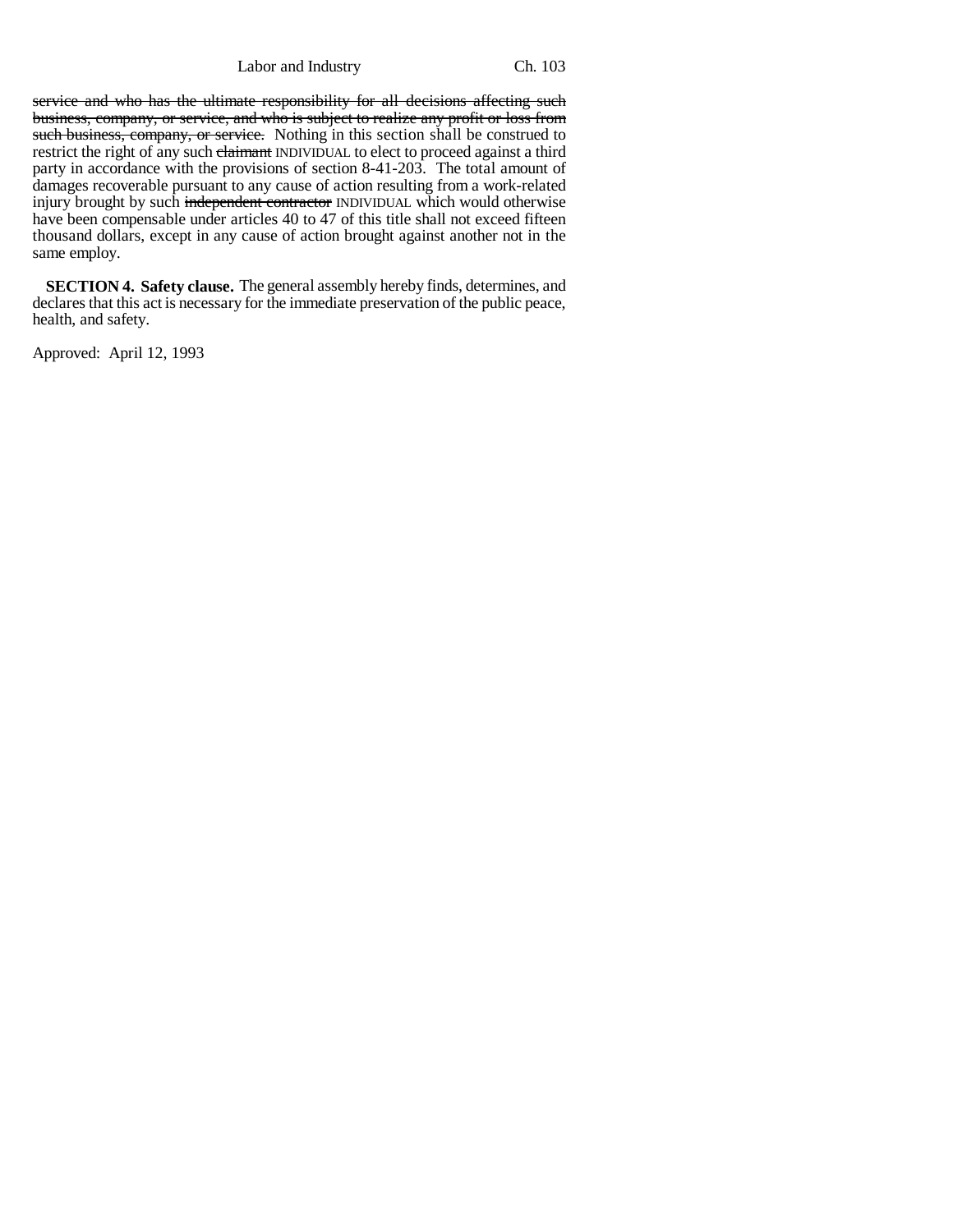~~service and who has the ultimate responsibility for all decisions affecting such business, company, or service, and who is subject to realize any profit or loss from such business, company, or service.~~ Nothing in this section shall be construed to restrict the right of any such ~~claimant~~ INDIVIDUAL to elect to proceed against a third party in accordance with the provisions of section 8-41-203. The total amount of damages recoverable pursuant to any cause of action resulting from a work-related injury brought by such ~~independent contractor~~ INDIVIDUAL which would otherwise have been compensable under articles 40 to 47 of this title shall not exceed fifteen thousand dollars, except in any cause of action brought against another not in the same employ.

**SECTION 4. Safety clause.** The general assembly hereby finds, determines, and declares that this act is necessary for the immediate preservation of the public peace, health, and safety.

Approved: April 12, 1993